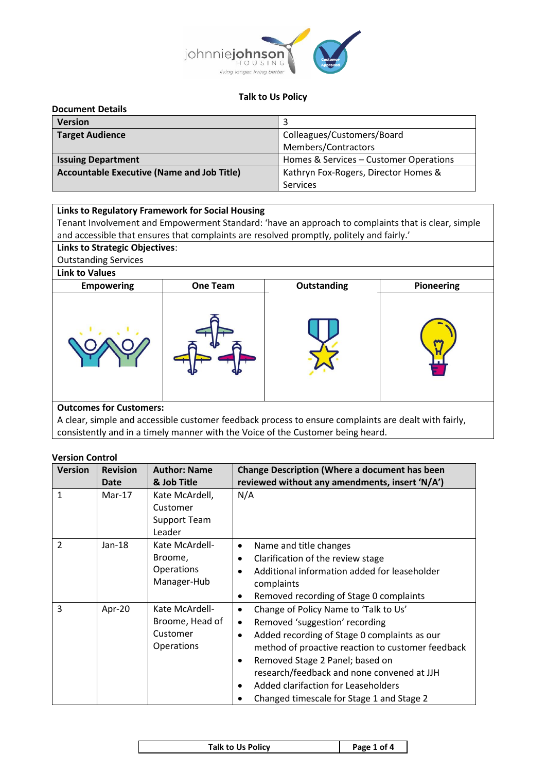# Talk to Us Policy

**Document Details**

| **Version** | 3 |
|---|---|
| **Target Audience** | Colleagues/Customers/Board Members/Contractors |
| **Issuing Department** | Homes & Services – Customer Operations |
| **Accountable Executive (Name and Job Title)** | Kathryn Fox-Rogers, Director Homes & Services |

**Links to Regulatory Framework for Social Housing**

Tenant Involvement and Empowerment Standard: 'have an approach to complaints that is clear, simple and accessible that ensures that complaints are resolved promptly, politely and fairly.'

**Links to Strategic Objectives**:

Outstanding Services

**Link to Values**

| **Empowering** | **One Team** | **Outstanding** | **Pioneering** |
|---|---|---|---|

**Outcomes for Customers:**

A clear, simple and accessible customer feedback process to ensure complaints are dealt with fairly, consistently and in a timely manner with the Voice of the Customer being heard.

**Version Control**

| **Version** | **Revision Date** | **Author: Name & Job Title** | **Change Description (Where a document has been reviewed without any amendments, insert 'N/A')** |
|---|---|---|---|
| 1 | Mar-17 | Kate McArdell, Customer Support Team Leader | N/A |
| 2 | Jan-18 | Kate McArdell-Broome, Operations Manager-Hub | • Name and title changes<br>• Clarification of the review stage<br>• Additional information added for leaseholder complaints<br>• Removed recording of Stage 0 complaints |
| 3 | Apr-20 | Kate McArdell-Broome, Head of Customer Operations | • Change of Policy Name to 'Talk to Us'<br>• Removed 'suggestion' recording<br>• Added recording of Stage 0 complaints as our method of proactive reaction to customer feedback<br>• Removed Stage 2 Panel; based on research/feedback and none convened at JJH<br>• Added clarifaction for Leaseholders<br>• Changed timescale for Stage 1 and Stage 2 |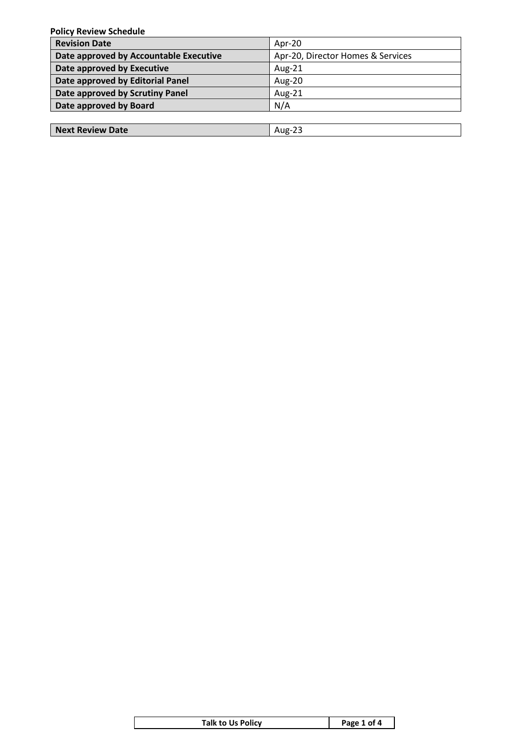**Policy Review Schedule**

| | |
|---|---|
| **Revision Date** | Apr-20 |
| **Date approved by Accountable Executive** | Apr-20, Director Homes & Services |
| **Date approved by Executive** | Aug-21 |
| **Date approved by Editorial Panel** | Aug-20 |
| **Date approved by Scrutiny Panel** | Aug-21 |
| **Date approved by Board** | N/A |

| | |
|---|---|
| **Next Review Date** | Aug-23 |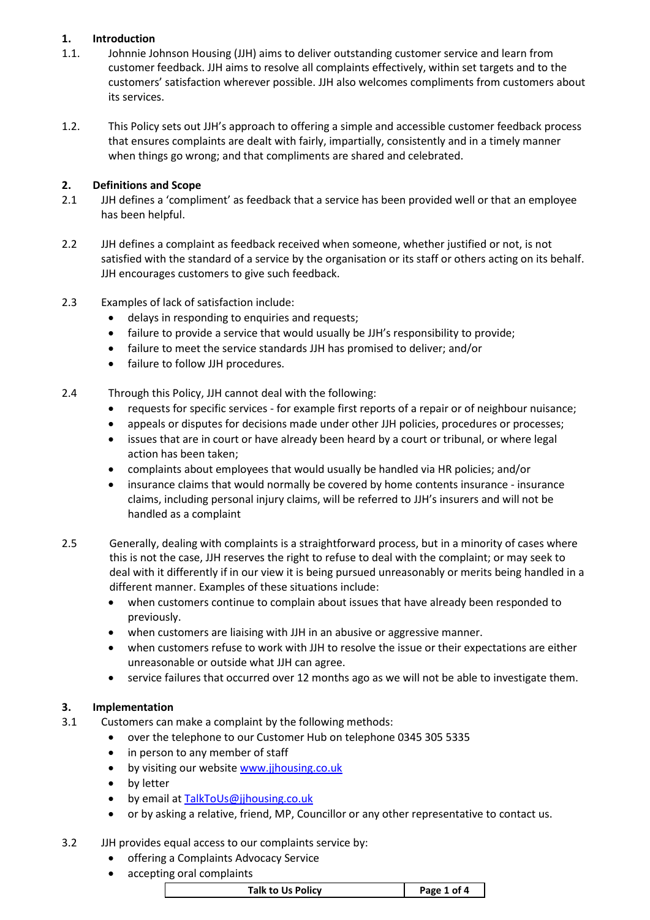## 1. Introduction

1.1. Johnnie Johnson Housing (JJH) aims to deliver outstanding customer service and learn from customer feedback. JJH aims to resolve all complaints effectively, within set targets and to the customers' satisfaction wherever possible. JJH also welcomes compliments from customers about its services.

1.2. This Policy sets out JJH's approach to offering a simple and accessible customer feedback process that ensures complaints are dealt with fairly, impartially, consistently and in a timely manner when things go wrong; and that compliments are shared and celebrated.

## 2. Definitions and Scope

2.1 JJH defines a 'compliment' as feedback that a service has been provided well or that an employee has been helpful.

2.2 JJH defines a complaint as feedback received when someone, whether justified or not, is not satisfied with the standard of a service by the organisation or its staff or others acting on its behalf. JJH encourages customers to give such feedback.

2.3 Examples of lack of satisfaction include:

- delays in responding to enquiries and requests;
- failure to provide a service that would usually be JJH's responsibility to provide;
- failure to meet the service standards JJH has promised to deliver; and/or
- failure to follow JJH procedures.

2.4 Through this Policy, JJH cannot deal with the following:

- requests for specific services - for example first reports of a repair or of neighbour nuisance;
- appeals or disputes for decisions made under other JJH policies, procedures or processes;
- issues that are in court or have already been heard by a court or tribunal, or where legal action has been taken;
- complaints about employees that would usually be handled via HR policies; and/or
- insurance claims that would normally be covered by home contents insurance - insurance claims, including personal injury claims, will be referred to JJH's insurers and will not be handled as a complaint

2.5 Generally, dealing with complaints is a straightforward process, but in a minority of cases where this is not the case, JJH reserves the right to refuse to deal with the complaint; or may seek to deal with it differently if in our view it is being pursued unreasonably or merits being handled in a different manner. Examples of these situations include:

- when customers continue to complain about issues that have already been responded to previously.
- when customers are liaising with JJH in an abusive or aggressive manner.
- when customers refuse to work with JJH to resolve the issue or their expectations are either unreasonable or outside what JJH can agree.
- service failures that occurred over 12 months ago as we will not be able to investigate them.

## 3. Implementation

3.1 Customers can make a complaint by the following methods:

- over the telephone to our Customer Hub on telephone 0345 305 5335
- in person to any member of staff
- by visiting our website www.jjhousing.co.uk
- by letter
- by email at TalkToUs@jjhousing.co.uk
- or by asking a relative, friend, MP, Councillor or any other representative to contact us.

3.2 JJH provides equal access to our complaints service by:

- offering a Complaints Advocacy Service
- accepting oral complaints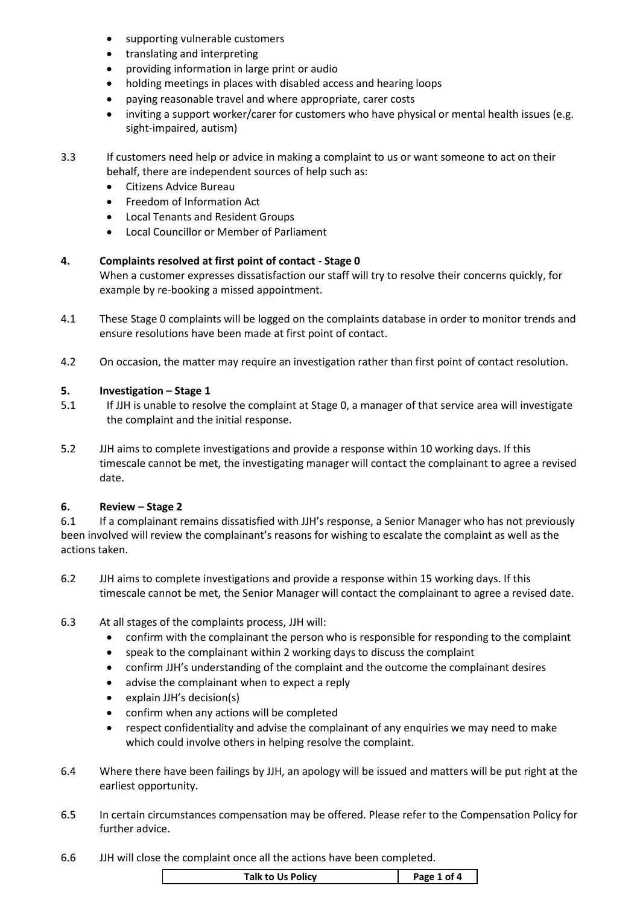- supporting vulnerable customers
- translating and interpreting
- providing information in large print or audio
- holding meetings in places with disabled access and hearing loops
- paying reasonable travel and where appropriate, carer costs
- inviting a support worker/carer for customers who have physical or mental health issues (e.g. sight-impaired, autism)

3.3 If customers need help or advice in making a complaint to us or want someone to act on their behalf, there are independent sources of help such as:

- Citizens Advice Bureau
- Freedom of Information Act
- Local Tenants and Resident Groups
- Local Councillor or Member of Parliament

## 4. Complaints resolved at first point of contact - Stage 0

When a customer expresses dissatisfaction our staff will try to resolve their concerns quickly, for example by re-booking a missed appointment.

4.1 These Stage 0 complaints will be logged on the complaints database in order to monitor trends and ensure resolutions have been made at first point of contact.

4.2 On occasion, the matter may require an investigation rather than first point of contact resolution.

## 5. Investigation – Stage 1

5.1 If JJH is unable to resolve the complaint at Stage 0, a manager of that service area will investigate the complaint and the initial response.

5.2 JJH aims to complete investigations and provide a response within 10 working days. If this timescale cannot be met, the investigating manager will contact the complainant to agree a revised date.

## 6. Review – Stage 2

6.1 If a complainant remains dissatisfied with JJH's response, a Senior Manager who has not previously been involved will review the complainant's reasons for wishing to escalate the complaint as well as the actions taken.

6.2 JJH aims to complete investigations and provide a response within 15 working days. If this timescale cannot be met, the Senior Manager will contact the complainant to agree a revised date.

6.3 At all stages of the complaints process, JJH will:

- confirm with the complainant the person who is responsible for responding to the complaint
- speak to the complainant within 2 working days to discuss the complaint
- confirm JJH's understanding of the complaint and the outcome the complainant desires
- advise the complainant when to expect a reply
- explain JJH's decision(s)
- confirm when any actions will be completed
- respect confidentiality and advise the complainant of any enquiries we may need to make which could involve others in helping resolve the complaint.

6.4 Where there have been failings by JJH, an apology will be issued and matters will be put right at the earliest opportunity.

6.5 In certain circumstances compensation may be offered. Please refer to the Compensation Policy for further advice.

6.6 JJH will close the complaint once all the actions have been completed.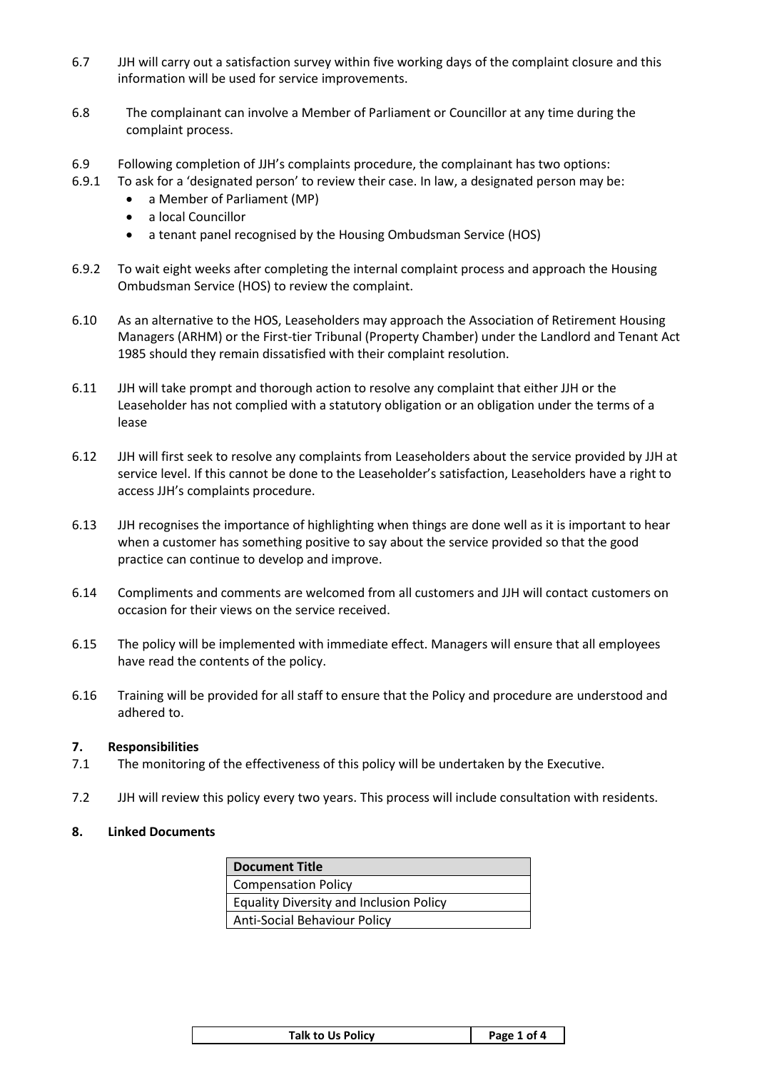6.7 JJH will carry out a satisfaction survey within five working days of the complaint closure and this information will be used for service improvements.

6.8 The complainant can involve a Member of Parliament or Councillor at any time during the complaint process.

6.9 Following completion of JJH's complaints procedure, the complainant has two options:

6.9.1 To ask for a 'designated person' to review their case. In law, a designated person may be:

- a Member of Parliament (MP)
- a local Councillor
- a tenant panel recognised by the Housing Ombudsman Service (HOS)

6.9.2 To wait eight weeks after completing the internal complaint process and approach the Housing Ombudsman Service (HOS) to review the complaint.

6.10 As an alternative to the HOS, Leaseholders may approach the Association of Retirement Housing Managers (ARHM) or the First-tier Tribunal (Property Chamber) under the Landlord and Tenant Act 1985 should they remain dissatisfied with their complaint resolution.

6.11 JJH will take prompt and thorough action to resolve any complaint that either JJH or the Leaseholder has not complied with a statutory obligation or an obligation under the terms of a lease

6.12 JJH will first seek to resolve any complaints from Leaseholders about the service provided by JJH at service level. If this cannot be done to the Leaseholder's satisfaction, Leaseholders have a right to access JJH's complaints procedure.

6.13 JJH recognises the importance of highlighting when things are done well as it is important to hear when a customer has something positive to say about the service provided so that the good practice can continue to develop and improve.

6.14 Compliments and comments are welcomed from all customers and JJH will contact customers on occasion for their views on the service received.

6.15 The policy will be implemented with immediate effect. Managers will ensure that all employees have read the contents of the policy.

6.16 Training will be provided for all staff to ensure that the Policy and procedure are understood and adhered to.

## 7. Responsibilities

7.1 The monitoring of the effectiveness of this policy will be undertaken by the Executive.

7.2 JJH will review this policy every two years. This process will include consultation with residents.

## 8. Linked Documents

| Document Title |
|---|
| Compensation Policy |
| Equality Diversity and Inclusion Policy |
| Anti-Social Behaviour Policy |